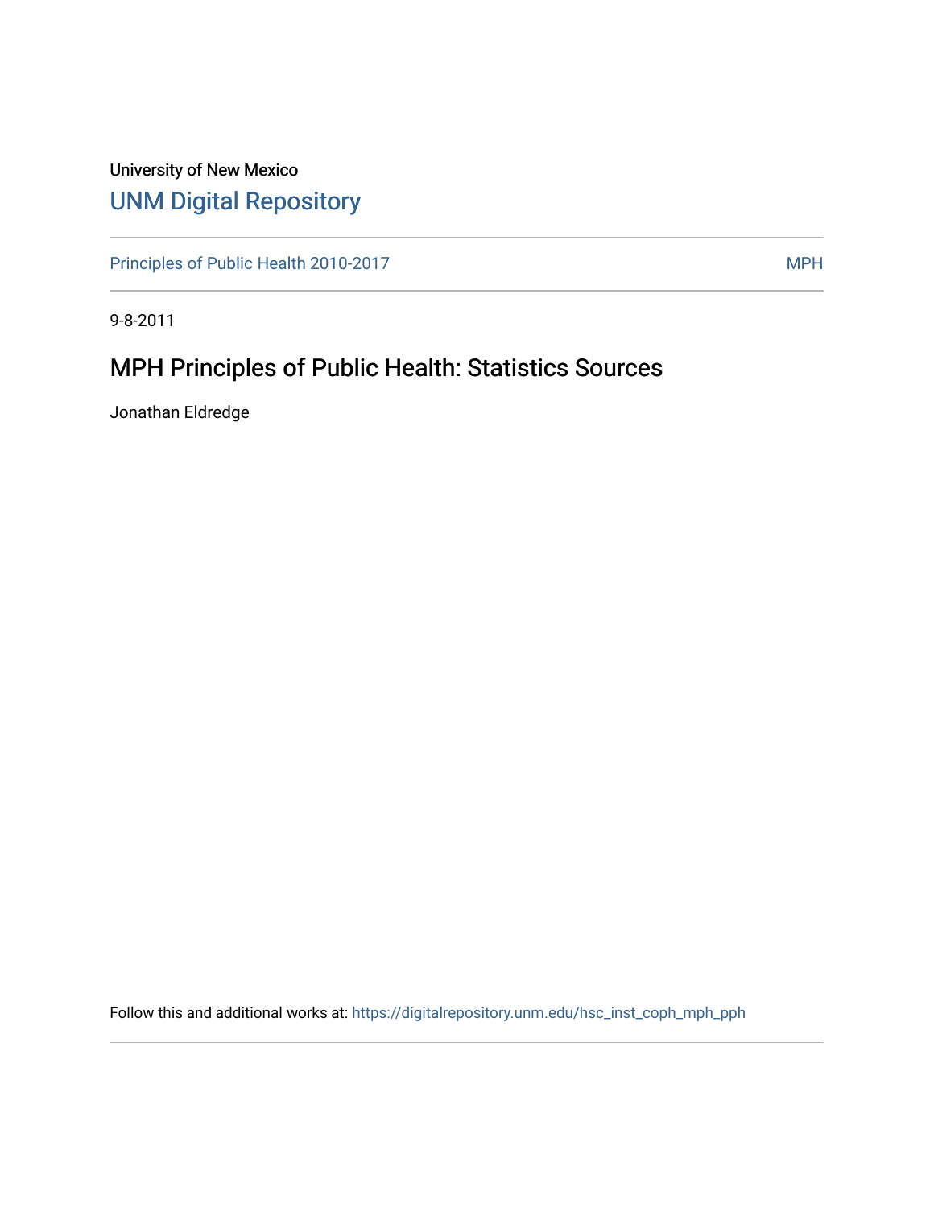University of New Mexico

## UNM Digital Repository

Principles of Public Health 2010-2017 | MPH

9-8-2011

# MPH Principles of Public Health: Statistics Sources

Jonathan Eldredge

Follow this and additional works at: https://digitalrepository.unm.edu/hsc_inst_coph_mph_pph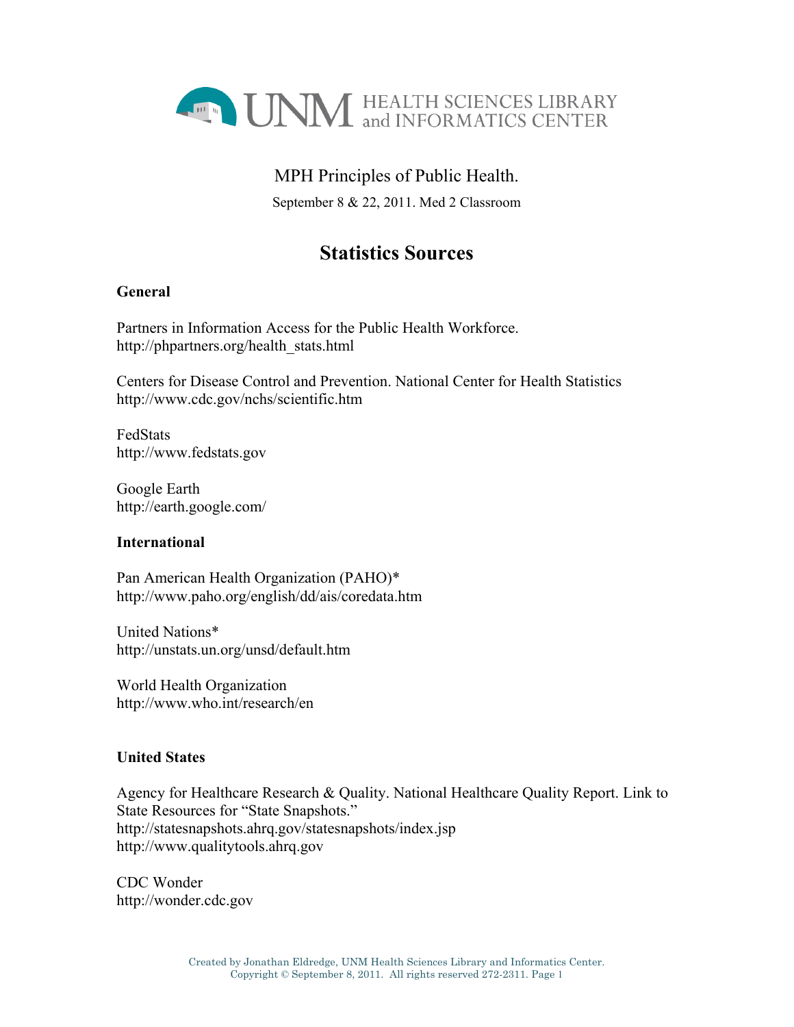UNM HEALTH SCIENCES LIBRARY and INFORMATICS CENTER

MPH Principles of Public Health.

September 8 & 22, 2011. Med 2 Classroom

# Statistics Sources

**General**

Partners in Information Access for the Public Health Workforce.
http://phpartners.org/health_stats.html

Centers for Disease Control and Prevention. National Center for Health Statistics
http://www.cdc.gov/nchs/scientific.htm

FedStats
http://www.fedstats.gov

Google Earth
http://earth.google.com/

**International**

Pan American Health Organization (PAHO)*
http://www.paho.org/english/dd/ais/coredata.htm

United Nations*
http://unstats.un.org/unsd/default.htm

World Health Organization
http://www.who.int/research/en

**United States**

Agency for Healthcare Research & Quality. National Healthcare Quality Report. Link to State Resources for "State Snapshots."
http://statesnapshots.ahrq.gov/statesnapshots/index.jsp
http://www.qualitytools.ahrq.gov

CDC Wonder
http://wonder.cdc.gov

Created by Jonathan Eldredge, UNM Health Sciences Library and Informatics Center.
Copyright © September 8, 2011. All rights reserved 272-2311.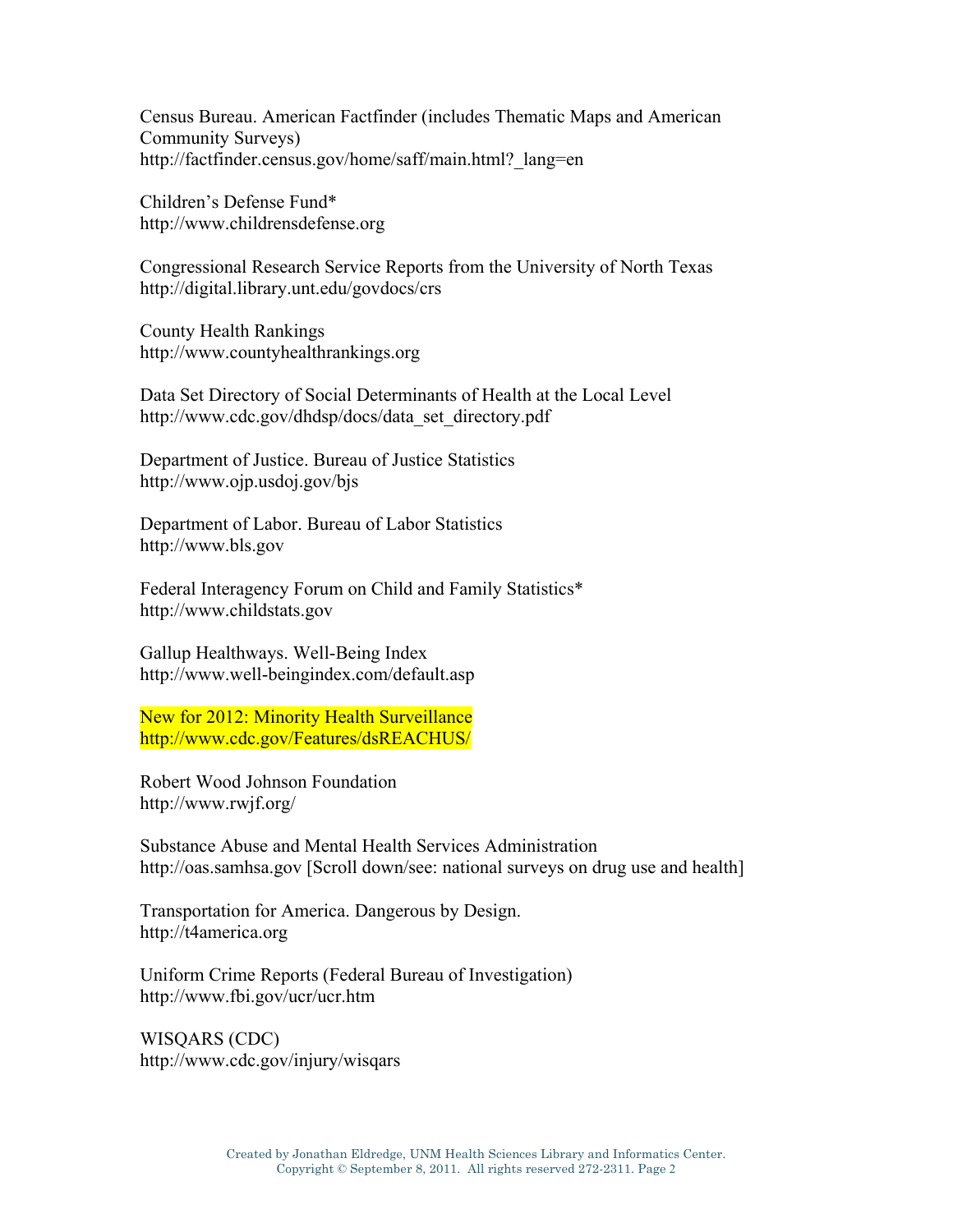Census Bureau. American Factfinder (includes Thematic Maps and American Community Surveys)
http://factfinder.census.gov/home/saff/main.html?_lang=en

Children's Defense Fund*
http://www.childrensdefense.org

Congressional Research Service Reports from the University of North Texas
http://digital.library.unt.edu/govdocs/crs

County Health Rankings
http://www.countyhealthrankings.org

Data Set Directory of Social Determinants of Health at the Local Level
http://www.cdc.gov/dhdsp/docs/data_set_directory.pdf

Department of Justice. Bureau of Justice Statistics
http://www.ojp.usdoj.gov/bjs

Department of Labor. Bureau of Labor Statistics
http://www.bls.gov

Federal Interagency Forum on Child and Family Statistics*
http://www.childstats.gov

Gallup Healthways. Well-Being Index
http://www.well-beingindex.com/default.asp

New for 2012: Minority Health Surveillance
http://www.cdc.gov/Features/dsREACHUS/

Robert Wood Johnson Foundation
http://www.rwjf.org/

Substance Abuse and Mental Health Services Administration
http://oas.samhsa.gov [Scroll down/see: national surveys on drug use and health]

Transportation for America. Dangerous by Design.
http://t4america.org

Uniform Crime Reports (Federal Bureau of Investigation)
http://www.fbi.gov/ucr/ucr.htm

WISQARS (CDC)
http://www.cdc.gov/injury/wisqars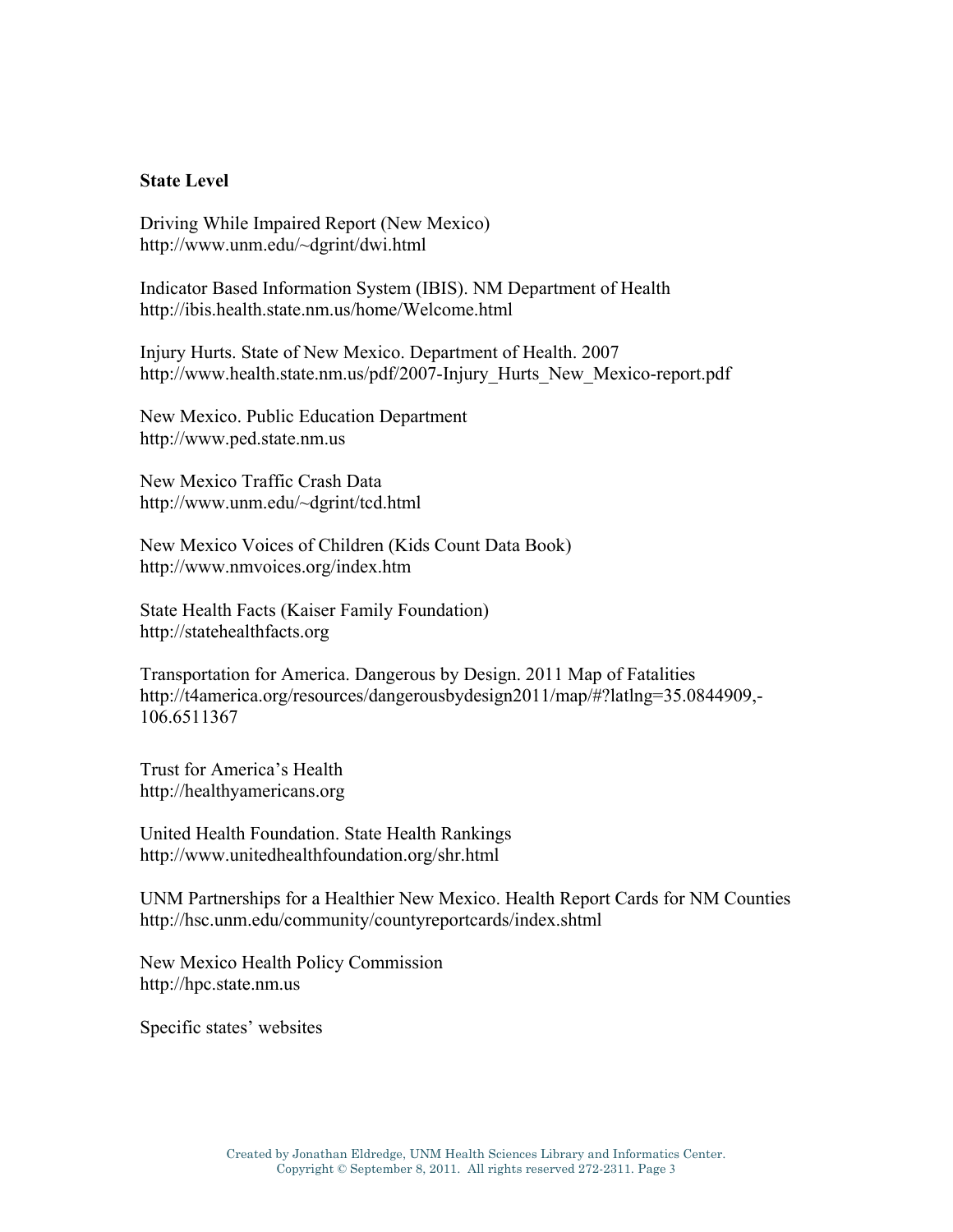**State Level**

Driving While Impaired Report (New Mexico)
http://www.unm.edu/~dgrint/dwi.html

Indicator Based Information System (IBIS). NM Department of Health
http://ibis.health.state.nm.us/home/Welcome.html

Injury Hurts. State of New Mexico. Department of Health. 2007
http://www.health.state.nm.us/pdf/2007-Injury_Hurts_New_Mexico-report.pdf

New Mexico. Public Education Department
http://www.ped.state.nm.us

New Mexico Traffic Crash Data
http://www.unm.edu/~dgrint/tcd.html

New Mexico Voices of Children (Kids Count Data Book)
http://www.nmvoices.org/index.htm

State Health Facts (Kaiser Family Foundation)
http://statehealthfacts.org

Transportation for America. Dangerous by Design. 2011 Map of Fatalities
http://t4america.org/resources/dangerousbydesign2011/map/#?latlng=35.0844909,-106.6511367

Trust for America's Health
http://healthyamericans.org

United Health Foundation. State Health Rankings
http://www.unitedhealthfoundation.org/shr.html

UNM Partnerships for a Healthier New Mexico. Health Report Cards for NM Counties
http://hsc.unm.edu/community/countyreportcards/index.shtml

New Mexico Health Policy Commission
http://hpc.state.nm.us

Specific states' websites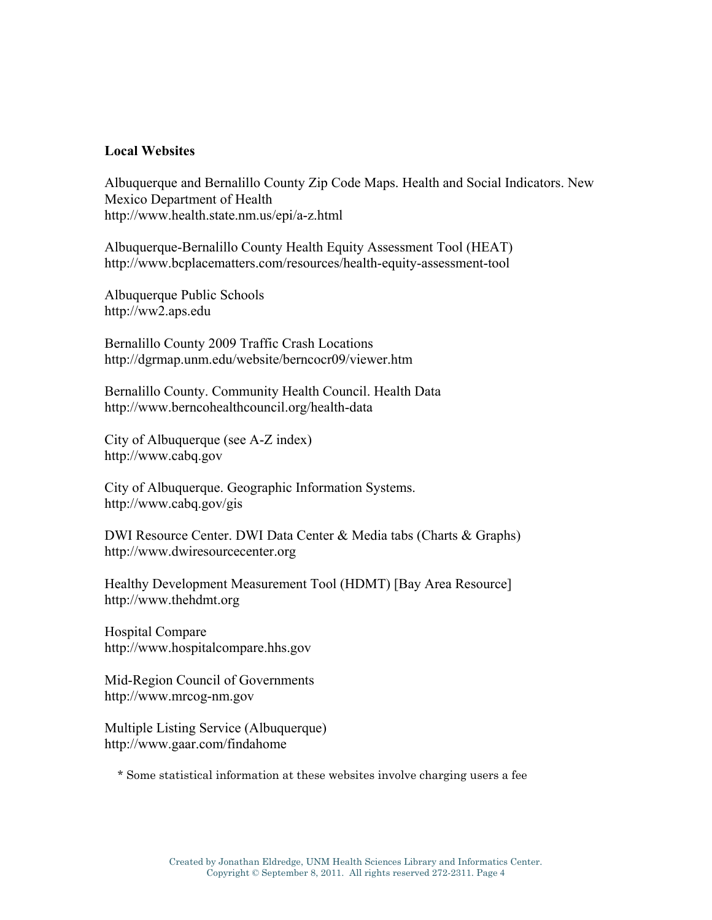**Local Websites**

Albuquerque and Bernalillo County Zip Code Maps. Health and Social Indicators. New Mexico Department of Health
http://www.health.state.nm.us/epi/a-z.html

Albuquerque-Bernalillo County Health Equity Assessment Tool (HEAT)
http://www.bcplacematters.com/resources/health-equity-assessment-tool

Albuquerque Public Schools
http://ww2.aps.edu

Bernalillo County 2009 Traffic Crash Locations
http://dgrmap.unm.edu/website/berncocr09/viewer.htm

Bernalillo County. Community Health Council. Health Data
http://www.berncohealthcouncil.org/health-data

City of Albuquerque (see A-Z index)
http://www.cabq.gov

City of Albuquerque. Geographic Information Systems.
http://www.cabq.gov/gis

DWI Resource Center. DWI Data Center & Media tabs (Charts & Graphs)
http://www.dwiresourcecenter.org

Healthy Development Measurement Tool (HDMT) [Bay Area Resource]
http://www.thehdmt.org

Hospital Compare
http://www.hospitalcompare.hhs.gov

Mid-Region Council of Governments
http://www.mrcog-nm.gov

Multiple Listing Service (Albuquerque)
http://www.gaar.com/findahome

\* Some statistical information at these websites involve charging users a fee

Created by Jonathan Eldredge, UNM Health Sciences Library and Informatics Center.
Copyright © September 8, 2011. All rights reserved 272-2311.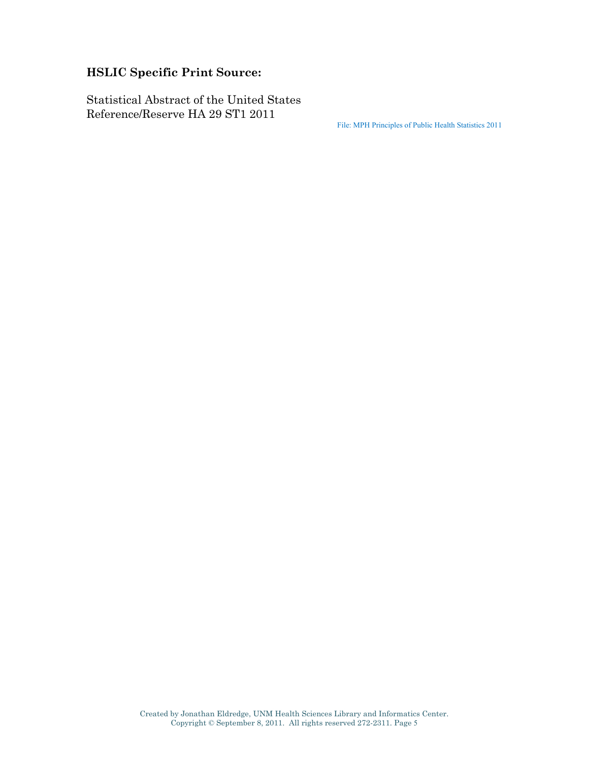**HSLIC Specific Print Source:**

Statistical Abstract of the United States
Reference/Reserve HA 29 ST1 2011